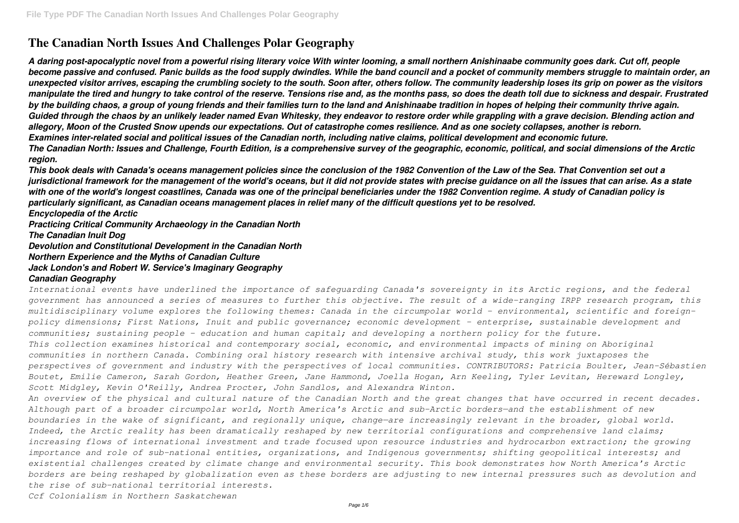# The Canadian North Issues And Challenges Polar Geography

***A daring post-apocalyptic novel from a powerful rising literary voice With winter looming, a small northern Anishinaabe community goes dark. Cut off, people become passive and confused. Panic builds as the food supply dwindles. While the band council and a pocket of community members struggle to maintain order, an unexpected visitor arrives, escaping the crumbling society to the south. Soon after, others follow. The community leadership loses its grip on power as the visitors manipulate the tired and hungry to take control of the reserve. Tensions rise and, as the months pass, so does the death toll due to sickness and despair. Frustrated by the building chaos, a group of young friends and their families turn to the land and Anishinaabe tradition in hopes of helping their community thrive again. Guided through the chaos by an unlikely leader named Evan Whitesky, they endeavor to restore order while grappling with a grave decision. Blending action and allegory, Moon of the Crusted Snow upends our expectations. Out of catastrophe comes resilience. And as one society collapses, another is reborn.***

***Examines inter-related social and political issues of the Canadian north, including native claims, political development and economic future.***

***The Canadian North: Issues and Challenge, Fourth Edition, is a comprehensive survey of the geographic, economic, political, and social dimensions of the Arctic region.***

***This book deals with Canada's oceans management policies since the conclusion of the 1982 Convention of the Law of the Sea. That Convention set out a jurisdictional framework for the management of the world's oceans, but it did not provide states with precise guidance on all the issues that can arise. As a state with one of the world's longest coastlines, Canada was one of the principal beneficiaries under the 1982 Convention regime. A study of Canadian policy is particularly significant, as Canadian oceans management places in relief many of the difficult questions yet to be resolved.***

***Encyclopedia of the Arctic***

***Practicing Critical Community Archaeology in the Canadian North***

***The Canadian Inuit Dog***

***Devolution and Constitutional Development in the Canadian North***

***Northern Experience and the Myths of Canadian Culture***

***Jack London's and Robert W. Service's Imaginary Geography***

***Canadian Geography***

*International events have underlined the importance of safeguarding Canada's sovereignty in its Arctic regions, and the federal government has announced a series of measures to further this objective. The result of a wide-ranging IRPP research program, this multidisciplinary volume explores the following themes: Canada in the circumpolar world - environmental, scientific and foreign-policy dimensions; First Nations, Inuit and public governance; economic development - enterprise, sustainable development and communities; sustaining people - education and human capital; and developing a northern policy for the future.*

*This collection examines historical and contemporary social, economic, and environmental impacts of mining on Aboriginal communities in northern Canada. Combining oral history research with intensive archival study, this work juxtaposes the perspectives of government and industry with the perspectives of local communities. CONTRIBUTORS: Patricia Boulter, Jean-Sébastien Boutet, Emilie Cameron, Sarah Gordon, Heather Green, Jane Hammond, Joella Hogan, Arn Keeling, Tyler Levitan, Hereward Longley, Scott Midgley, Kevin O'Reilly, Andrea Procter, John Sandlos, and Alexandra Winton.*

*An overview of the physical and cultural nature of the Canadian North and the great changes that have occurred in recent decades.*

*Although part of a broader circumpolar world, North America's Arctic and sub-Arctic borders—and the establishment of new boundaries in the wake of significant, and regionally unique, change—are increasingly relevant in the broader, global world. Indeed, the Arctic reality has been dramatically reshaped by new territorial configurations and comprehensive land claims; increasing flows of international investment and trade focused upon resource industries and hydrocarbon extraction; the growing importance and role of sub-national entities, organizations, and Indigenous governments; shifting geopolitical interests; and existential challenges created by climate change and environmental security. This book demonstrates how North America's Arctic borders are being reshaped by globalization even as these borders are adjusting to new internal pressures such as devolution and the rise of sub-national territorial interests.*

*Ccf Colonialism in Northern Saskatchewan*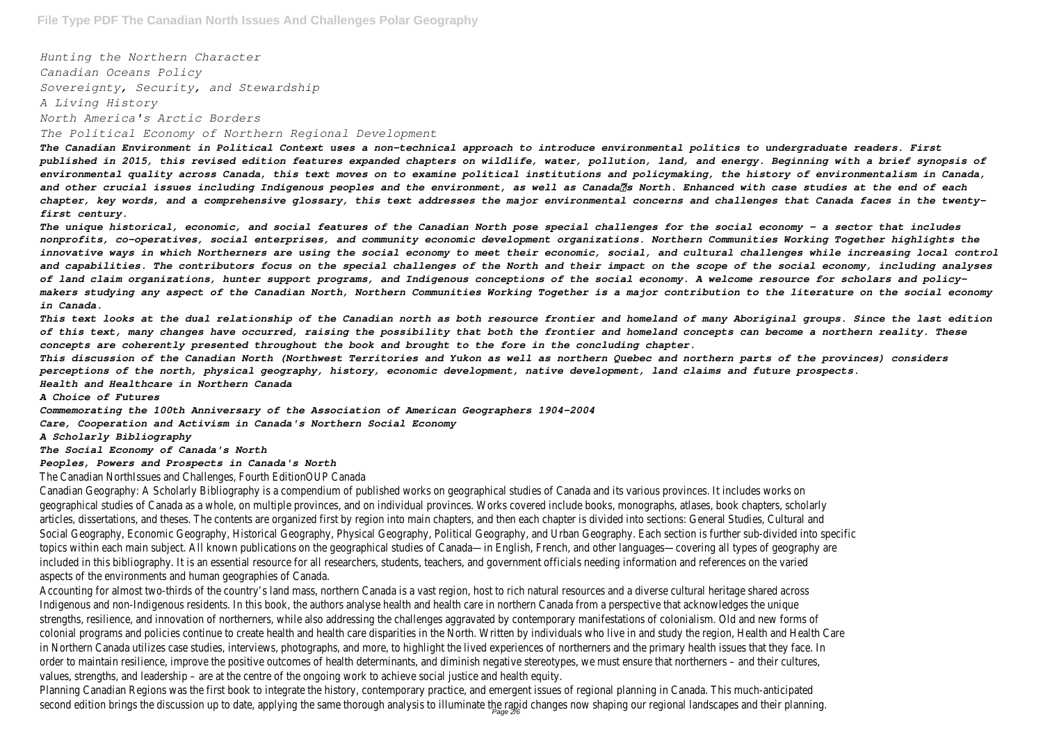*Hunting the Northern Character*

*Canadian Oceans Policy*

*Sovereignty, Security, and Stewardship*

*A Living History*

*North America's Arctic Borders*

*The Political Economy of Northern Regional Development*

***The Canadian Environment in Political Context uses a non-technical approach to introduce environmental politics to undergraduate readers. First published in 2015, this revised edition features expanded chapters on wildlife, water, pollution, land, and energy. Beginning with a brief synopsis of environmental quality across Canada, this text moves on to examine political institutions and policymaking, the history of environmentalism in Canada, and other crucial issues including Indigenous peoples and the environment, as well as Canada's North. Enhanced with case studies at the end of each chapter, key words, and a comprehensive glossary, this text addresses the major environmental concerns and challenges that Canada faces in the twenty-first century.***

***The unique historical, economic, and social features of the Canadian North pose special challenges for the social economy - a sector that includes nonprofits, co-operatives, social enterprises, and community economic development organizations. Northern Communities Working Together highlights the innovative ways in which Northerners are using the social economy to meet their economic, social, and cultural challenges while increasing local control and capabilities. The contributors focus on the special challenges of the North and their impact on the scope of the social economy, including analyses of land claim organizations, hunter support programs, and Indigenous conceptions of the social economy. A welcome resource for scholars and policy-makers studying any aspect of the Canadian North, Northern Communities Working Together is a major contribution to the literature on the social economy in Canada.***

***This text looks at the dual relationship of the Canadian north as both resource frontier and homeland of many Aboriginal groups. Since the last edition of this text, many changes have occurred, raising the possibility that both the frontier and homeland concepts can become a northern reality. These concepts are coherently presented throughout the book and brought to the fore in the concluding chapter.***

***This discussion of the Canadian North (Northwest Territories and Yukon as well as northern Quebec and northern parts of the provinces) considers perceptions of the north, physical geography, history, economic development, native development, land claims and future prospects.***

***Health and Healthcare in Northern Canada***

***A Choice of Futures***

***Commemorating the 100th Anniversary of the Association of American Geographers 1904-2004***

***Care, Cooperation and Activism in Canada's Northern Social Economy***

***A Scholarly Bibliography***

***The Social Economy of Canada's North***

***Peoples, Powers and Prospects in Canada's North***

The Canadian NorthIssues and Challenges, Fourth EditionOUP Canada

Canadian Geography: A Scholarly Bibliography is a compendium of published works on geographical studies of Canada and its various provinces. It includes works on geographical studies of Canada as a whole, on multiple provinces, and on individual provinces. Works covered include books, monographs, atlases, book chapters, scholarly articles, dissertations, and theses. The contents are organized first by region into main chapters, and then each chapter is divided into sections: General Studies, Cultural and Social Geography, Economic Geography, Historical Geography, Physical Geography, Political Geography, and Urban Geography. Each section is further sub-divided into specific topics within each main subject. All known publications on the geographical studies of Canada—in English, French, and other languages—covering all types of geography are included in this bibliography. It is an essential resource for all researchers, students, teachers, and government officials needing information and references on the varied aspects of the environments and human geographies of Canada.

Accounting for almost two-thirds of the country's land mass, northern Canada is a vast region, host to rich natural resources and a diverse cultural heritage shared across Indigenous and non-Indigenous residents. In this book, the authors analyse health and health care in northern Canada from a perspective that acknowledges the unique strengths, resilience, and innovation of northerners, while also addressing the challenges aggravated by contemporary manifestations of colonialism. Old and new forms of colonial programs and policies continue to create health and health care disparities in the North. Written by individuals who live in and study the region, Health and Health Care in Northern Canada utilizes case studies, interviews, photographs, and more, to highlight the lived experiences of northerners and the primary health issues that they face. In order to maintain resilience, improve the positive outcomes of health determinants, and diminish negative stereotypes, we must ensure that northerners – and their cultures, values, strengths, and leadership – are at the centre of the ongoing work to achieve social justice and health equity.

Planning Canadian Regions was the first book to integrate the history, contemporary practice, and emergent issues of regional planning in Canada. This much-anticipated second edition brings the discussion up to date, applying the same thorough analysis to illuminate the rapid changes now shaping our regional landscapes and their planning.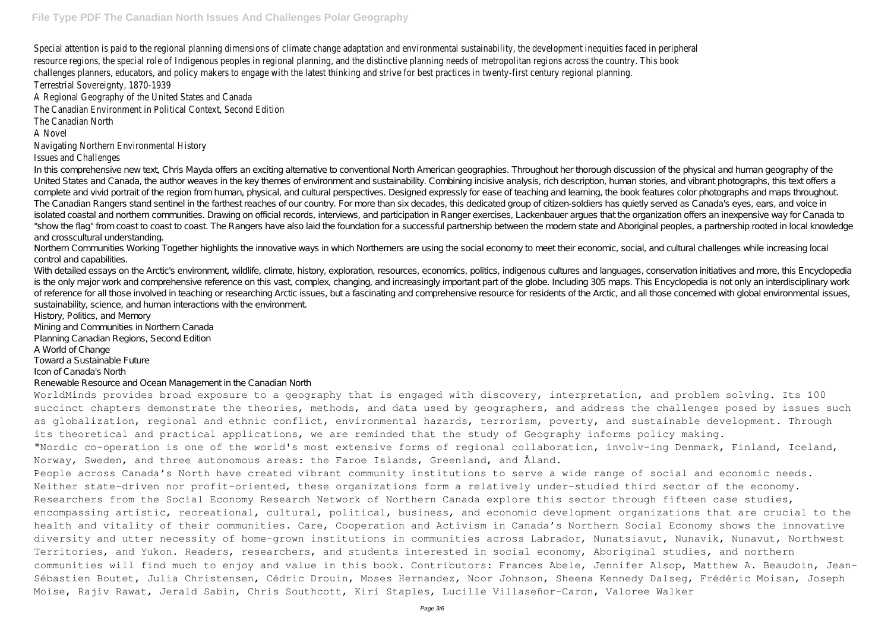Special attention is paid to the regional planning dimensions of climate change adaptation and environmental sustainability, the development inequities faced in peripheral resource regions, the special role of Indigenous peoples in regional planning, and the distinctive planning needs of metropolitan regions across the country. This book challenges planners, educators, and policy makers to engage with the latest thinking and strive for best practices in twenty-first century regional planning.

Terrestrial Sovereignty, 1870-1939

A Regional Geography of the United States and Canada

The Canadian Environment in Political Context, Second Edition

The Canadian North

A Novel

Navigating Northern Environmental History

Issues and Challenges

In this comprehensive new text, Chris Mayda offers an exciting alternative to conventional North American geographies. Throughout her thorough discussion of the physical and human geography of the United States and Canada, the author weaves in the key themes of environment and sustainability. Combining incisive analysis, rich description, human stories, and vibrant photographs, this text offers a complete and vivid portrait of the region from human, physical, and cultural perspectives. Designed expressly for ease of teaching and learning, the book features color photographs and maps throughout.

The Canadian Rangers stand sentinel in the farthest reaches of our country. For more than six decades, this dedicated group of citizen-soldiers has quietly served as Canada's eyes, ears, and voice in isolated coastal and northern communities. Drawing on official records, interviews, and participation in Ranger exercises, Lackenbauer argues that the organization offers an inexpensive way for Canada to "show the flag" from coast to coast to coast. The Rangers have also laid the foundation for a successful partnership between the modern state and Aboriginal peoples, a partnership rooted in local knowledge and crosscultural understanding.

Northern Communities Working Together highlights the innovative ways in which Northerners are using the social economy to meet their economic, social, and cultural challenges while increasing local control and capabilities.

With detailed essays on the Arctic's environment, wildlife, climate, history, exploration, resources, economics, politics, indigenous cultures and languages, conservation initiatives and more, this Encyclopedia is the only major work and comprehensive reference on this vast, complex, changing, and increasingly important part of the globe. Including 305 maps. This Encyclopedia is not only an interdisciplinary work of reference for all those involved in teaching or researching Arctic issues, but a fascinating and comprehensive resource for residents of the Arctic, and all those concerned with global environmental issues, sustainability, science, and human interactions with the environment.

History, Politics, and Memory

Mining and Communities in Northern Canada

Planning Canadian Regions, Second Edition

A World of Change

Toward a Sustainable Future

Icon of Canada's North

Renewable Resource and Ocean Management in the Canadian North

WorldMinds provides broad exposure to a geography that is engaged with discovery, interpretation, and problem solving. Its 100 succinct chapters demonstrate the theories, methods, and data used by geographers, and address the challenges posed by issues such as globalization, regional and ethnic conflict, environmental hazards, terrorism, poverty, and sustainable development. Through its theoretical and practical applications, we are reminded that the study of Geography informs policy making.

"Nordic co-operation is one of the world's most extensive forms of regional collaboration, involv-ing Denmark, Finland, Iceland, Norway, Sweden, and three autonomous areas: the Faroe Islands, Greenland, and Åland.

People across Canada's North have created vibrant community institutions to serve a wide range of social and economic needs. Neither state-driven nor profit-oriented, these organizations form a relatively under-studied third sector of the economy. Researchers from the Social Economy Research Network of Northern Canada explore this sector through fifteen case studies, encompassing artistic, recreational, cultural, political, business, and economic development organizations that are crucial to the health and vitality of their communities. Care, Cooperation and Activism in Canada's Northern Social Economy shows the innovative diversity and utter necessity of home-grown institutions in communities across Labrador, Nunatsiavut, Nunavik, Nunavut, Northwest Territories, and Yukon. Readers, researchers, and students interested in social economy, Aboriginal studies, and northern communities will find much to enjoy and value in this book. Contributors: Frances Abele, Jennifer Alsop, Matthew A. Beaudoin, Jean-Sébastien Boutet, Julia Christensen, Cédric Drouin, Moses Hernandez, Noor Johnson, Sheena Kennedy Dalseg, Frédéric Moisan, Joseph Moise, Rajiv Rawat, Jerald Sabin, Chris Southcott, Kiri Staples, Lucille Villaseñor-Caron, Valoree Walker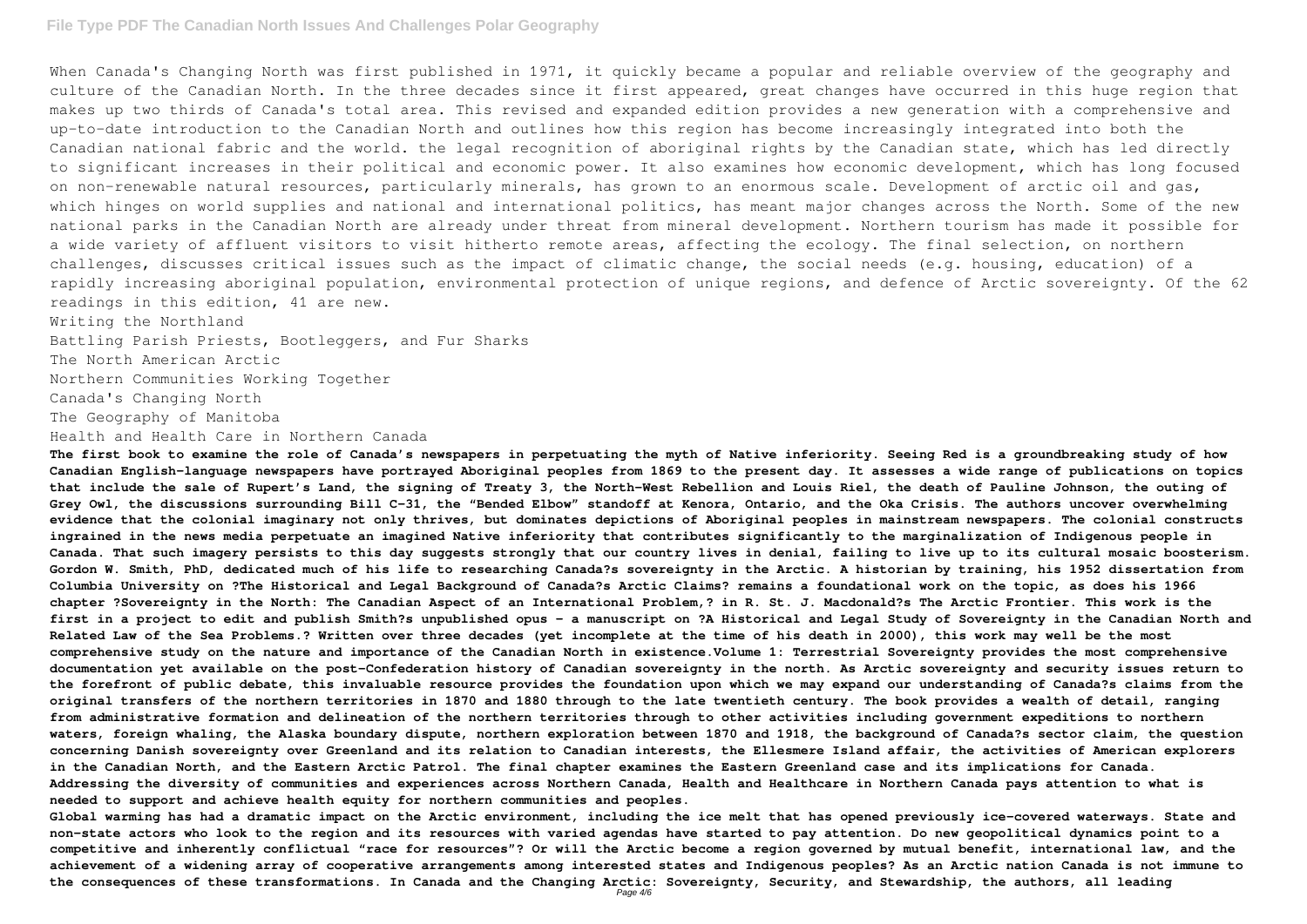When Canada's Changing North was first published in 1971, it quickly became a popular and reliable overview of the geography and culture of the Canadian North. In the three decades since it first appeared, great changes have occurred in this huge region that makes up two thirds of Canada's total area. This revised and expanded edition provides a new generation with a comprehensive and up-to-date introduction to the Canadian North and outlines how this region has become increasingly integrated into both the Canadian national fabric and the world. the legal recognition of aboriginal rights by the Canadian state, which has led directly to significant increases in their political and economic power. It also examines how economic development, which has long focused on non-renewable natural resources, particularly minerals, has grown to an enormous scale. Development of arctic oil and gas, which hinges on world supplies and national and international politics, has meant major changes across the North. Some of the new national parks in the Canadian North are already under threat from mineral development. Northern tourism has made it possible for a wide variety of affluent visitors to visit hitherto remote areas, affecting the ecology. The final selection, on northern challenges, discusses critical issues such as the impact of climatic change, the social needs (e.g. housing, education) of a rapidly increasing aboriginal population, environmental protection of unique regions, and defence of Arctic sovereignty. Of the 62 readings in this edition, 41 are new.

Writing the Northland

Battling Parish Priests, Bootleggers, and Fur Sharks

The North American Arctic

Northern Communities Working Together

Canada's Changing North

The Geography of Manitoba

Health and Health Care in Northern Canada

**The first book to examine the role of Canada's newspapers in perpetuating the myth of Native inferiority. Seeing Red is a groundbreaking study of how Canadian English-language newspapers have portrayed Aboriginal peoples from 1869 to the present day. It assesses a wide range of publications on topics that include the sale of Rupert's Land, the signing of Treaty 3, the North-West Rebellion and Louis Riel, the death of Pauline Johnson, the outing of Grey Owl, the discussions surrounding Bill C-31, the "Bended Elbow" standoff at Kenora, Ontario, and the Oka Crisis. The authors uncover overwhelming evidence that the colonial imaginary not only thrives, but dominates depictions of Aboriginal peoples in mainstream newspapers. The colonial constructs ingrained in the news media perpetuate an imagined Native inferiority that contributes significantly to the marginalization of Indigenous people in Canada. That such imagery persists to this day suggests strongly that our country lives in denial, failing to live up to its cultural mosaic boosterism. Gordon W. Smith, PhD, dedicated much of his life to researching Canada?s sovereignty in the Arctic. A historian by training, his 1952 dissertation from Columbia University on ?The Historical and Legal Background of Canada?s Arctic Claims? remains a foundational work on the topic, as does his 1966 chapter ?Sovereignty in the North: The Canadian Aspect of an International Problem,? in R. St. J. Macdonald?s The Arctic Frontier. This work is the first in a project to edit and publish Smith?s unpublished opus – a manuscript on ?A Historical and Legal Study of Sovereignty in the Canadian North and Related Law of the Sea Problems.? Written over three decades (yet incomplete at the time of his death in 2000), this work may well be the most comprehensive study on the nature and importance of the Canadian North in existence.Volume 1: Terrestrial Sovereignty provides the most comprehensive documentation yet available on the post-Confederation history of Canadian sovereignty in the north. As Arctic sovereignty and security issues return to the forefront of public debate, this invaluable resource provides the foundation upon which we may expand our understanding of Canada?s claims from the original transfers of the northern territories in 1870 and 1880 through to the late twentieth century. The book provides a wealth of detail, ranging from administrative formation and delineation of the northern territories through to other activities including government expeditions to northern waters, foreign whaling, the Alaska boundary dispute, northern exploration between 1870 and 1918, the background of Canada?s sector claim, the question concerning Danish sovereignty over Greenland and its relation to Canadian interests, the Ellesmere Island affair, the activities of American explorers in the Canadian North, and the Eastern Arctic Patrol. The final chapter examines the Eastern Greenland case and its implications for Canada. Addressing the diversity of communities and experiences across Northern Canada, Health and Healthcare in Northern Canada pays attention to what is needed to support and achieve health equity for northern communities and peoples.**

**Global warming has had a dramatic impact on the Arctic environment, including the ice melt that has opened previously ice-covered waterways. State and non-state actors who look to the region and its resources with varied agendas have started to pay attention. Do new geopolitical dynamics point to a competitive and inherently conflictual "race for resources"? Or will the Arctic become a region governed by mutual benefit, international law, and the achievement of a widening array of cooperative arrangements among interested states and Indigenous peoples? As an Arctic nation Canada is not immune to the consequences of these transformations. In Canada and the Changing Arctic: Sovereignty, Security, and Stewardship, the authors, all leading**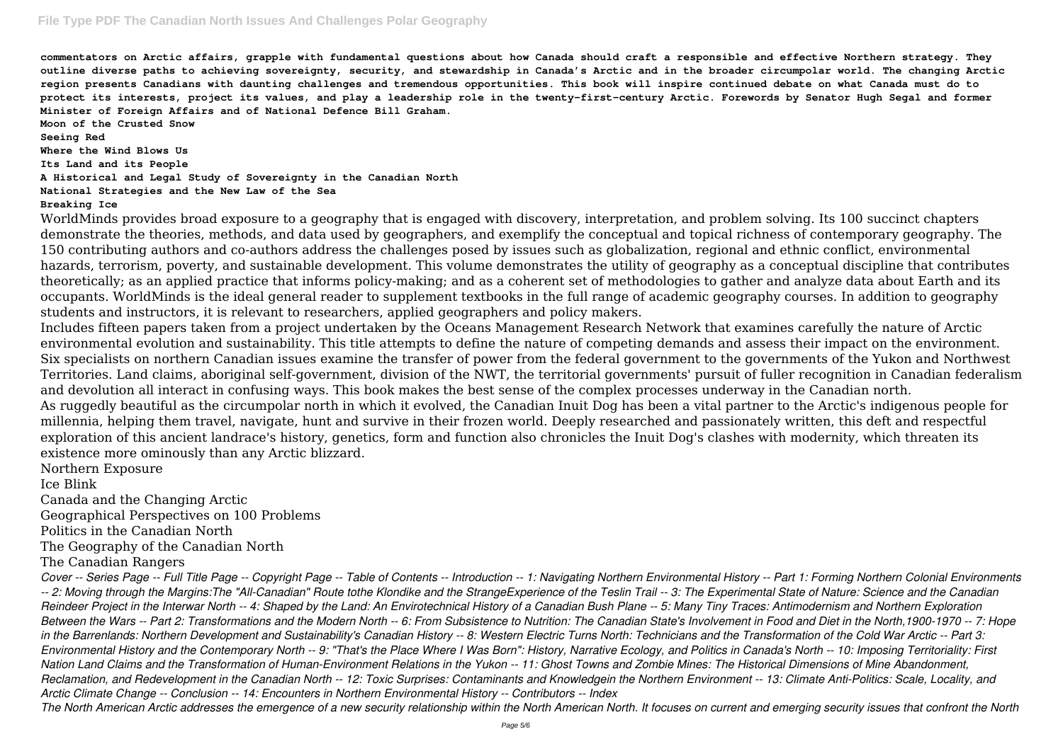**commentators on Arctic affairs, grapple with fundamental questions about how Canada should craft a responsible and effective Northern strategy. They outline diverse paths to achieving sovereignty, security, and stewardship in Canada's Arctic and in the broader circumpolar world. The changing Arctic region presents Canadians with daunting challenges and tremendous opportunities. This book will inspire continued debate on what Canada must do to protect its interests, project its values, and play a leadership role in the twenty-first-century Arctic. Forewords by Senator Hugh Segal and former Minister of Foreign Affairs and of National Defence Bill Graham.**

**Moon of the Crusted Snow**

**Seeing Red**

**Where the Wind Blows Us**

**Its Land and its People**

**A Historical and Legal Study of Sovereignty in the Canadian North**

**National Strategies and the New Law of the Sea**

**Breaking Ice**

WorldMinds provides broad exposure to a geography that is engaged with discovery, interpretation, and problem solving. Its 100 succinct chapters demonstrate the theories, methods, and data used by geographers, and exemplify the conceptual and topical richness of contemporary geography. The 150 contributing authors and co-authors address the challenges posed by issues such as globalization, regional and ethnic conflict, environmental hazards, terrorism, poverty, and sustainable development. This volume demonstrates the utility of geography as a conceptual discipline that contributes theoretically; as an applied practice that informs policy-making; and as a coherent set of methodologies to gather and analyze data about Earth and its occupants. WorldMinds is the ideal general reader to supplement textbooks in the full range of academic geography courses. In addition to geography students and instructors, it is relevant to researchers, applied geographers and policy makers.

Includes fifteen papers taken from a project undertaken by the Oceans Management Research Network that examines carefully the nature of Arctic environmental evolution and sustainability. This title attempts to define the nature of competing demands and assess their impact on the environment.

Six specialists on northern Canadian issues examine the transfer of power from the federal government to the governments of the Yukon and Northwest Territories. Land claims, aboriginal self-government, division of the NWT, the territorial governments' pursuit of fuller recognition in Canadian federalism and devolution all interact in confusing ways. This book makes the best sense of the complex processes underway in the Canadian north.

As ruggedly beautiful as the circumpolar north in which it evolved, the Canadian Inuit Dog has been a vital partner to the Arctic's indigenous people for millennia, helping them travel, navigate, hunt and survive in their frozen world. Deeply researched and passionately written, this deft and respectful exploration of this ancient landrace's history, genetics, form and function also chronicles the Inuit Dog's clashes with modernity, which threaten its existence more ominously than any Arctic blizzard.

Northern Exposure

Ice Blink

Canada and the Changing Arctic

Geographical Perspectives on 100 Problems

Politics in the Canadian North

The Geography of the Canadian North

The Canadian Rangers

*Cover -- Series Page -- Full Title Page -- Copyright Page -- Table of Contents -- Introduction -- 1: Navigating Northern Environmental History -- Part 1: Forming Northern Colonial Environments -- 2: Moving through the Margins:The "All-Canadian" Route tothe Klondike and the StrangeExperience of the Teslin Trail -- 3: The Experimental State of Nature: Science and the Canadian Reindeer Project in the Interwar North -- 4: Shaped by the Land: An Envirotechnical History of a Canadian Bush Plane -- 5: Many Tiny Traces: Antimodernism and Northern Exploration Between the Wars -- Part 2: Transformations and the Modern North -- 6: From Subsistence to Nutrition: The Canadian State's Involvement in Food and Diet in the North,1900-1970 -- 7: Hope in the Barrenlands: Northern Development and Sustainability's Canadian History -- 8: Western Electric Turns North: Technicians and the Transformation of the Cold War Arctic -- Part 3: Environmental History and the Contemporary North -- 9: "That's the Place Where I Was Born": History, Narrative Ecology, and Politics in Canada's North -- 10: Imposing Territoriality: First Nation Land Claims and the Transformation of Human-Environment Relations in the Yukon -- 11: Ghost Towns and Zombie Mines: The Historical Dimensions of Mine Abandonment, Reclamation, and Redevelopment in the Canadian North -- 12: Toxic Surprises: Contaminants and Knowledgein the Northern Environment -- 13: Climate Anti-Politics: Scale, Locality, and Arctic Climate Change -- Conclusion -- 14: Encounters in Northern Environmental History -- Contributors -- Index*

*The North American Arctic addresses the emergence of a new security relationship within the North American North. It focuses on current and emerging security issues that confront the North*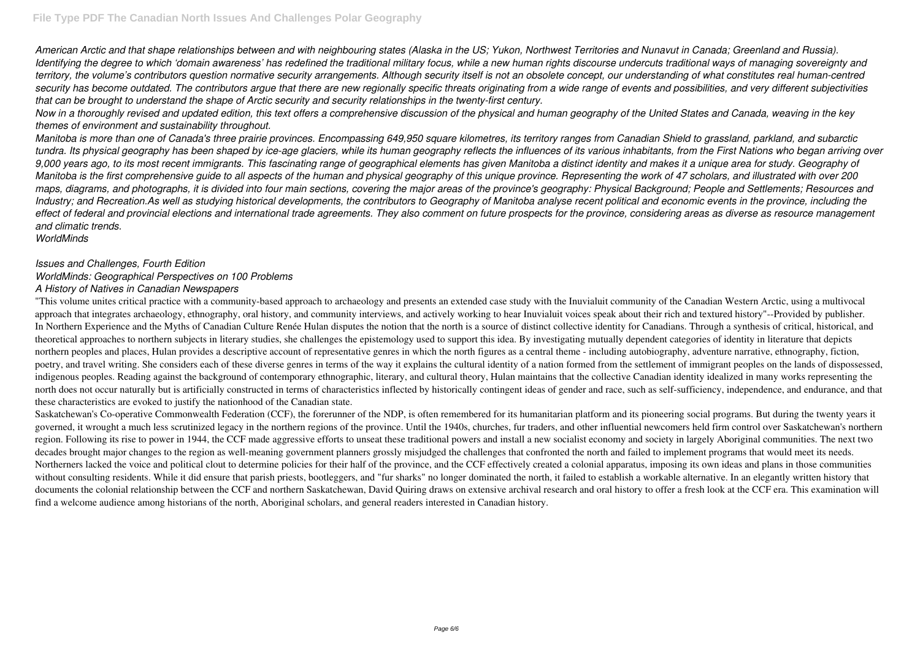*American Arctic and that shape relationships between and with neighbouring states (Alaska in the US; Yukon, Northwest Territories and Nunavut in Canada; Greenland and Russia). Identifying the degree to which 'domain awareness' has redefined the traditional military focus, while a new human rights discourse undercuts traditional ways of managing sovereignty and territory, the volume's contributors question normative security arrangements. Although security itself is not an obsolete concept, our understanding of what constitutes real human-centred security has become outdated. The contributors argue that there are new regionally specific threats originating from a wide range of events and possibilities, and very different subjectivities that can be brought to understand the shape of Arctic security and security relationships in the twenty-first century.*

*Now in a thoroughly revised and updated edition, this text offers a comprehensive discussion of the physical and human geography of the United States and Canada, weaving in the key themes of environment and sustainability throughout.*

*Manitoba is more than one of Canada's three prairie provinces. Encompassing 649,950 square kilometres, its territory ranges from Canadian Shield to grassland, parkland, and subarctic tundra. Its physical geography has been shaped by ice-age glaciers, while its human geography reflects the influences of its various inhabitants, from the First Nations who began arriving over 9,000 years ago, to its most recent immigrants. This fascinating range of geographical elements has given Manitoba a distinct identity and makes it a unique area for study. Geography of Manitoba is the first comprehensive guide to all aspects of the human and physical geography of this unique province. Representing the work of 47 scholars, and illustrated with over 200 maps, diagrams, and photographs, it is divided into four main sections, covering the major areas of the province's geography: Physical Background; People and Settlements; Resources and Industry; and Recreation.As well as studying historical developments, the contributors to Geography of Manitoba analyse recent political and economic events in the province, including the effect of federal and provincial elections and international trade agreements. They also comment on future prospects for the province, considering areas as diverse as resource management and climatic trends.*

*WorldMinds*

*Issues and Challenges, Fourth Edition*

*WorldMinds: Geographical Perspectives on 100 Problems*

*A History of Natives in Canadian Newspapers*

"This volume unites critical practice with a community-based approach to archaeology and presents an extended case study with the Inuvialuit community of the Canadian Western Arctic, using a multivocal approach that integrates archaeology, ethnography, oral history, and community interviews, and actively working to hear Inuvialuit voices speak about their rich and textured history"--Provided by publisher.

In Northern Experience and the Myths of Canadian Culture Renée Hulan disputes the notion that the north is a source of distinct collective identity for Canadians. Through a synthesis of critical, historical, and theoretical approaches to northern subjects in literary studies, she challenges the epistemology used to support this idea. By investigating mutually dependent categories of identity in literature that depicts northern peoples and places, Hulan provides a descriptive account of representative genres in which the north figures as a central theme - including autobiography, adventure narrative, ethnography, fiction, poetry, and travel writing. She considers each of these diverse genres in terms of the way it explains the cultural identity of a nation formed from the settlement of immigrant peoples on the lands of dispossessed, indigenous peoples. Reading against the background of contemporary ethnographic, literary, and cultural theory, Hulan maintains that the collective Canadian identity idealized in many works representing the north does not occur naturally but is artificially constructed in terms of characteristics inflected by historically contingent ideas of gender and race, such as self-sufficiency, independence, and endurance, and that these characteristics are evoked to justify the nationhood of the Canadian state.

Saskatchewan's Co-operative Commonwealth Federation (CCF), the forerunner of the NDP, is often remembered for its humanitarian platform and its pioneering social programs. But during the twenty years it governed, it wrought a much less scrutinized legacy in the northern regions of the province. Until the 1940s, churches, fur traders, and other influential newcomers held firm control over Saskatchewan's northern region. Following its rise to power in 1944, the CCF made aggressive efforts to unseat these traditional powers and install a new socialist economy and society in largely Aboriginal communities. The next two decades brought major changes to the region as well-meaning government planners grossly misjudged the challenges that confronted the north and failed to implement programs that would meet its needs. Northerners lacked the voice and political clout to determine policies for their half of the province, and the CCF effectively created a colonial apparatus, imposing its own ideas and plans in those communities without consulting residents. While it did ensure that parish priests, bootleggers, and "fur sharks" no longer dominated the north, it failed to establish a workable alternative. In an elegantly written history that documents the colonial relationship between the CCF and northern Saskatchewan, David Quiring draws on extensive archival research and oral history to offer a fresh look at the CCF era. This examination will find a welcome audience among historians of the north, Aboriginal scholars, and general readers interested in Canadian history.